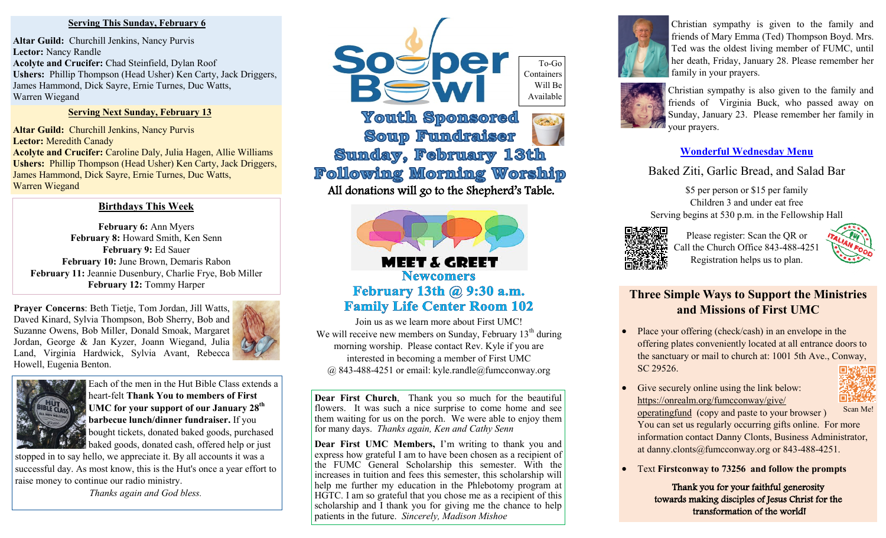### Serving This Sunday, February 6

**Altar Guild:** Churchill Jenkins, Nancy Purvis
**Lector:** Nancy Randle
**Acolyte and Crucifer:** Chad Steinfield, Dylan Roof
**Ushers:** Phillip Thompson (Head Usher) Ken Carty, Jack Driggers, James Hammond, Dick Sayre, Ernie Turnes, Duc Watts, Warren Wiegand

### Serving Next Sunday, February 13

**Altar Guild:** Churchill Jenkins, Nancy Purvis
**Lector:** Meredith Canady
**Acolyte and Crucifer:** Caroline Daly, Julia Hagen, Allie Williams
**Ushers:** Phillip Thompson (Head Usher) Ken Carty, Jack Driggers, James Hammond, Dick Sayre, Ernie Turnes, Duc Watts, Warren Wiegand

### Birthdays This Week

**February 6:** Ann Myers
**February 8:** Howard Smith, Ken Senn
**February 9:** Ed Sauer
**February 10:** June Brown, Demaris Rabon
**February 11:** Jeannie Dusenbury, Charlie Frye, Bob Miller
**February 12:** Tommy Harper

**Prayer Concerns**: Beth Tietje, Tom Jordan, Jill Watts, Daved Kinard, Sylvia Thompson, Bob Sherry, Bob and Suzanne Owens, Bob Miller, Donald Smoak, Margaret Jordan, George & Jan Kyzer, Joann Wiegand, Julia Land, Virginia Hardwick, Sylvia Avant, Rebecca Howell, Eugenia Benton.

Each of the men in the Hut Bible Class extends a heart-felt **Thank You to members of First UMC for your support of our January 28th barbecue lunch/dinner fundraiser.** If you bought tickets, donated baked goods, purchased baked goods, donated cash, offered help or just stopped in to say hello, we appreciate it. By all accounts it was a successful day. As most know, this is the Hut's once a year effort to raise money to continue our radio ministry.

*Thanks again and God bless.*

## Souper Bowl

To-Go Containers Will Be Available

**Youth Sponsored Soup Fundraiser**
**Sunday, February 13th**
**Following Morning Worship**

All donations will go to the Shepherd's Table.

## MEET & GREET

**Newcomers**
**February 13th @ 9:30 a.m.**
**Family Life Center Room 102**

Join us as we learn more about First UMC! We will receive new members on Sunday, February 13th during morning worship. Please contact Rev. Kyle if you are interested in becoming a member of First UMC @ 843-488-4251 or email: kyle.randle@fumcconway.org

**Dear First Church**, Thank you so much for the beautiful flowers. It was such a nice surprise to come home and see them waiting for us on the porch. We were able to enjoy them for many days. *Thanks again, Ken and Cathy Senn*

**Dear First UMC Members,** I'm writing to thank you and express how grateful I am to have been chosen as a recipient of the FUMC General Scholarship this semester. With the increases in tuition and fees this semester, this scholarship will help me further my education in the Phlebotomy program at HGTC. I am so grateful that you chose me as a recipient of this scholarship and I thank you for giving me the chance to help patients in the future. *Sincerely, Madison Mishoe*

Christian sympathy is given to the family and friends of Mary Emma (Ted) Thompson Boyd. Mrs. Ted was the oldest living member of FUMC, until her death, Friday, January 28. Please remember her family in your prayers.

Christian sympathy is also given to the family and friends of Virginia Buck, who passed away on Sunday, January 23. Please remember her family in your prayers.

### Wonderful Wednesday Menu

Baked Ziti, Garlic Bread, and Salad Bar

$5 per person or $15 per family
Children 3 and under eat free
Serving begins at 530 p.m. in the Fellowship Hall

Please register: Scan the QR or Call the Church Office 843-488-4251
Registration helps us to plan.

### Three Simple Ways to Support the Ministries and Missions of First UMC

- Place your offering (check/cash) in an envelope in the offering plates conveniently located at all entrance doors to the sanctuary or mail to church at: 1001 5th Ave., Conway, SC 29526.
- Give securely online using the link below: https://onrealm.org/fumcconway/give/operatingfund (copy and paste to your browser ) You can set us regularly occurring gifts online. For more information contact Danny Clonts, Business Administrator, at danny.clonts@fumcconway.org or 843-488-4251.
- Text **Firstconway to 73256 and follow the prompts**

Scan Me!

Thank you for your faithful generosity towards making disciples of Jesus Christ for the transformation of the world!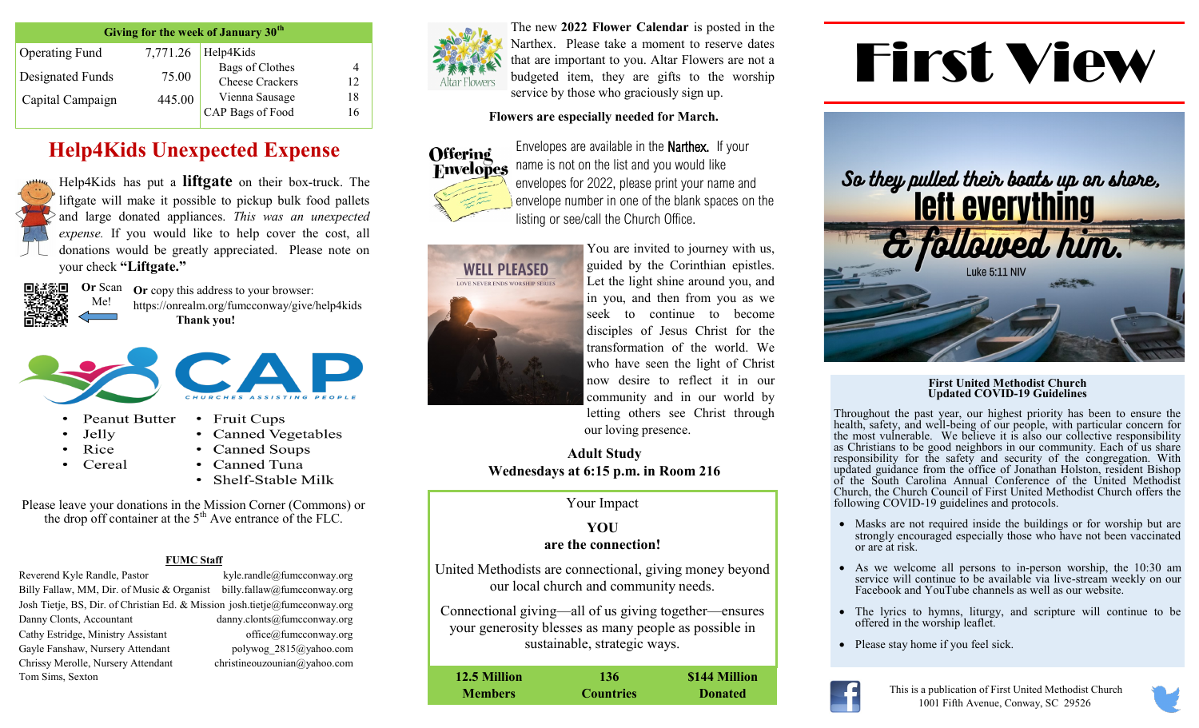| Giving for the week of January 30th | | | |
|---|---|---|---|
| Operating Fund | 7,771.26 | Help4Kids | |
| Designated Funds | 75.00 | Bags of Clothes | 4 |
| | | Cheese Crackers | 12 |
| Capital Campaign | 445.00 | Vienna Sausage | 18 |
| | | CAP Bags of Food | 16 |

## Help4Kids Unexpected Expense

Help4Kids has put a **liftgate** on their box-truck. The liftgate will make it possible to pickup bulk food pallets and large donated appliances. *This was an unexpected expense.* If you would like to help cover the cost, all donations would be greatly appreciated. Please note on your check **"Liftgate."**

**Or** Scan Me!

**Or** copy this address to your browser:
https://onrealm.org/fumcconway/give/help4kids
**Thank you!**

CAP
CHURCHES ASSISTING PEOPLE

- Peanut Butter
- Jelly
- Rice
- Cereal
- Fruit Cups
- Canned Vegetables
- Canned Soups
- Canned Tuna
- Shelf-Stable Milk

Please leave your donations in the Mission Corner (Commons) or the drop off container at the 5th Ave entrance of the FLC.

**FUMC Staff**

| | |
|---|---|
| Reverend Kyle Randle, Pastor | kyle.randle@fumcconway.org |
| Billy Fallaw, MM, Dir. of Music & Organist | billy.fallaw@fumcconway.org |
| Josh Tietje, BS, Dir. of Christian Ed. & Mission | josh.tietje@fumcconway.org |
| Danny Clonts, Accountant | danny.clonts@fumcconway.org |
| Cathy Estridge, Ministry Assistant | office@fumcconway.org |
| Gayle Fanshaw, Nursery Attendant | polywog_2815@yahoo.com |
| Chrissy Merolle, Nursery Attendant | christineouzounian@yahoo.com |
| Tom Sims, Sexton | |

Altar Flowers

The new **2022 Flower Calendar** is posted in the Narthex. Please take a moment to reserve dates that are important to you. Altar Flowers are not a budgeted item, they are gifts to the worship service by those who graciously sign up.

**Flowers are especially needed for March.**

Offering Envelopes

Envelopes are available in the **Narthex.** If your name is not on the list and you would like envelopes for 2022, please print your name and envelope number in one of the blank spaces on the listing or see/call the Church Office.

WELL PLEASED
LOVE NEVER ENDS WORSHIP SERIES

You are invited to journey with us, guided by the Corinthian epistles. Let the light shine around you, and in you, and then from you as we seek to continue to become disciples of Jesus Christ for the transformation of the world. We who have seen the light of Christ now desire to reflect it in our community and in our world by letting others see Christ through our loving presence.

**Adult Study**
**Wednesdays at 6:15 p.m. in Room 216**

Your Impact

**YOU**
**are the connection!**

United Methodists are connectional, giving money beyond our local church and community needs.

Connectional giving—all of us giving together—ensures your generosity blesses as many people as possible in sustainable, strategic ways.

| 12.5 Million Members | 136 Countries | $144 Million Donated |
|---|---|---|

# First View

So they pulled their boats up on shore, left everything & followed him.
Luke 5:11 NIV

**First United Methodist Church**
**Updated COVID-19 Guidelines**

Throughout the past year, our highest priority has been to ensure the health, safety, and well-being of our people, with particular concern for the most vulnerable. We believe it is also our collective responsibility as Christians to be good neighbors in our community. Each of us share responsibility for the safety and security of the congregation. With updated guidance from the office of Jonathan Holston, resident Bishop of the South Carolina Annual Conference of the United Methodist Church, the Church Council of First United Methodist Church offers the following COVID-19 guidelines and protocols.

- Masks are not required inside the buildings or for worship but are strongly encouraged especially those who have not been vaccinated or are at risk.
- As we welcome all persons to in-person worship, the 10:30 am service will continue to be available via live-stream weekly on our Facebook and YouTube channels as well as our website.
- The lyrics to hymns, liturgy, and scripture will continue to be offered in the worship leaflet.
- Please stay home if you feel sick.

This is a publication of First United Methodist Church
1001 Fifth Avenue, Conway, SC 29526